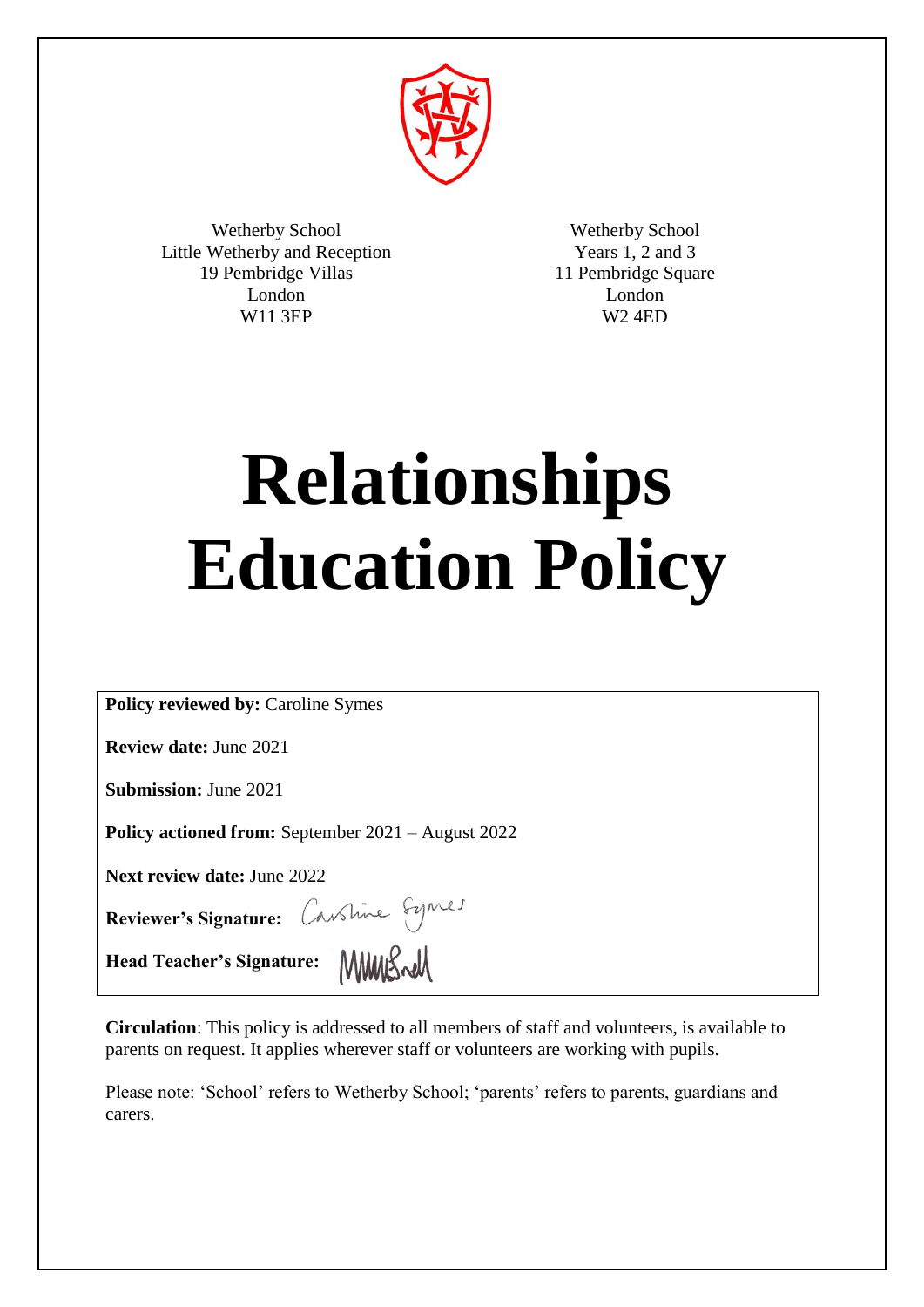Wetherby School
Little Wetherby and Reception
19 Pembridge Villas
London
W11 3EP

Wetherby School
Years 1, 2 and 3
11 Pembridge Square
London
W2 4ED

# Relationships Education Policy

**Policy reviewed by:** Caroline Symes

**Review date:** June 2021

**Submission:** June 2021

**Policy actioned from:** September 2021 – August 2022

**Next review date:** June 2022

**Reviewer's Signature:** Caroline Symes

**Head Teacher's Signature:**

**Circulation**: This policy is addressed to all members of staff and volunteers, is available to parents on request. It applies wherever staff or volunteers are working with pupils.

Please note: 'School' refers to Wetherby School; 'parents' refers to parents, guardians and carers.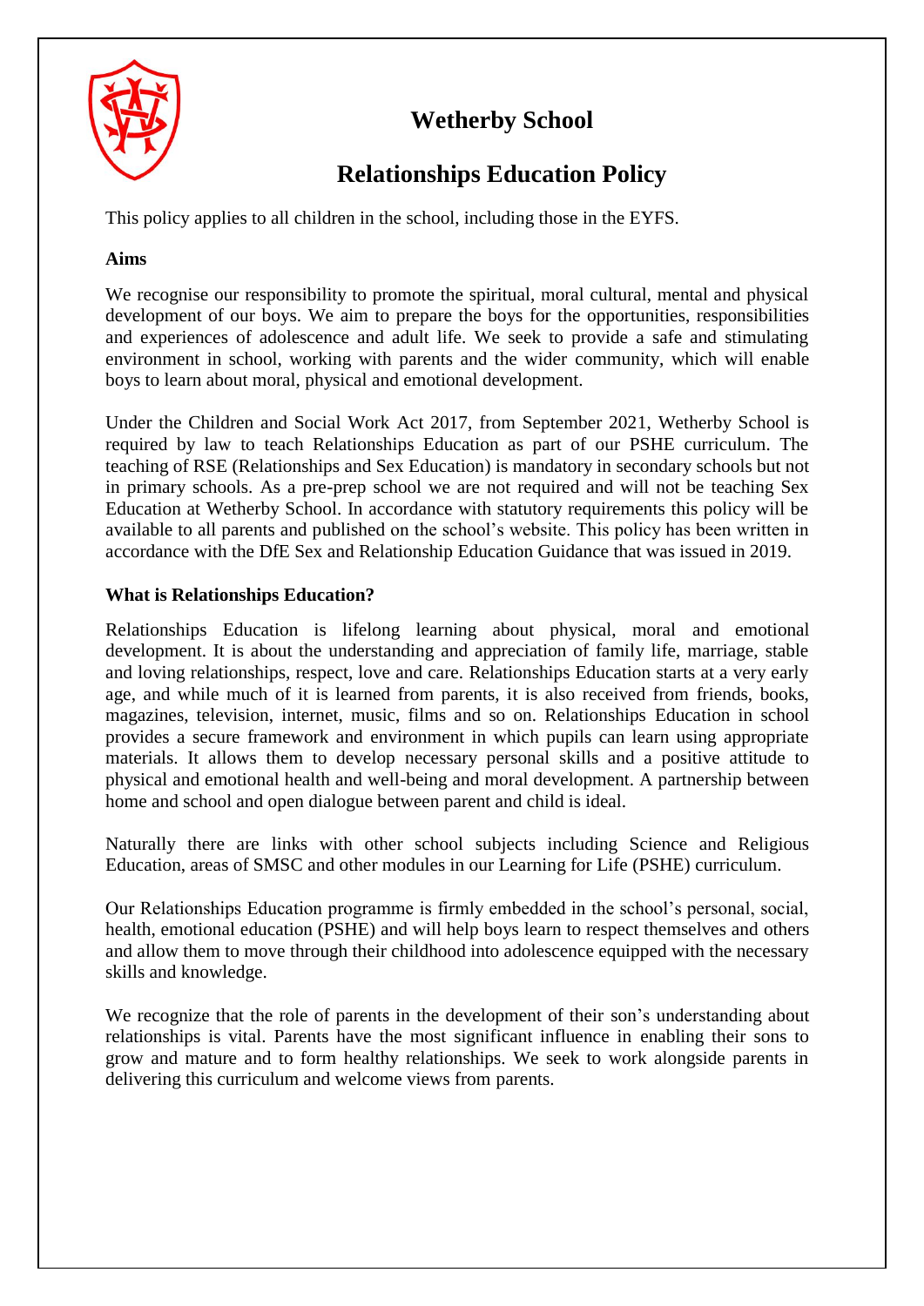# Wetherby School

## Relationships Education Policy

This policy applies to all children in the school, including those in the EYFS.

**Aims**

We recognise our responsibility to promote the spiritual, moral cultural, mental and physical development of our boys. We aim to prepare the boys for the opportunities, responsibilities and experiences of adolescence and adult life. We seek to provide a safe and stimulating environment in school, working with parents and the wider community, which will enable boys to learn about moral, physical and emotional development.

Under the Children and Social Work Act 2017, from September 2021, Wetherby School is required by law to teach Relationships Education as part of our PSHE curriculum. The teaching of RSE (Relationships and Sex Education) is mandatory in secondary schools but not in primary schools. As a pre-prep school we are not required and will not be teaching Sex Education at Wetherby School. In accordance with statutory requirements this policy will be available to all parents and published on the school's website. This policy has been written in accordance with the DfE Sex and Relationship Education Guidance that was issued in 2019.

**What is Relationships Education?**

Relationships Education is lifelong learning about physical, moral and emotional development. It is about the understanding and appreciation of family life, marriage, stable and loving relationships, respect, love and care. Relationships Education starts at a very early age, and while much of it is learned from parents, it is also received from friends, books, magazines, television, internet, music, films and so on. Relationships Education in school provides a secure framework and environment in which pupils can learn using appropriate materials. It allows them to develop necessary personal skills and a positive attitude to physical and emotional health and well-being and moral development. A partnership between home and school and open dialogue between parent and child is ideal.

Naturally there are links with other school subjects including Science and Religious Education, areas of SMSC and other modules in our Learning for Life (PSHE) curriculum.

Our Relationships Education programme is firmly embedded in the school's personal, social, health, emotional education (PSHE) and will help boys learn to respect themselves and others and allow them to move through their childhood into adolescence equipped with the necessary skills and knowledge.

We recognize that the role of parents in the development of their son's understanding about relationships is vital. Parents have the most significant influence in enabling their sons to grow and mature and to form healthy relationships. We seek to work alongside parents in delivering this curriculum and welcome views from parents.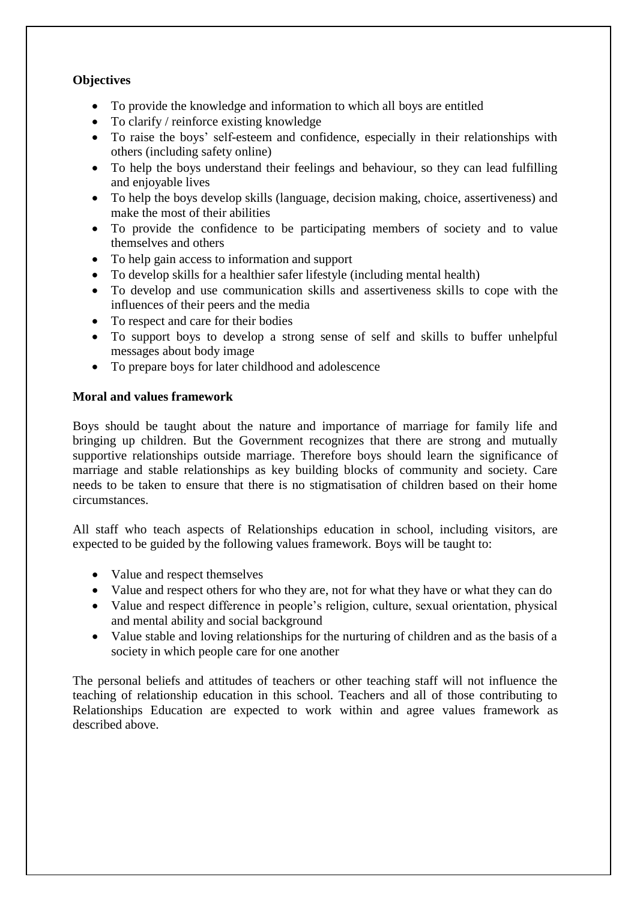**Objectives**

- To provide the knowledge and information to which all boys are entitled
- To clarify / reinforce existing knowledge
- To raise the boys' self-esteem and confidence, especially in their relationships with others (including safety online)
- To help the boys understand their feelings and behaviour, so they can lead fulfilling and enjoyable lives
- To help the boys develop skills (language, decision making, choice, assertiveness) and make the most of their abilities
- To provide the confidence to be participating members of society and to value themselves and others
- To help gain access to information and support
- To develop skills for a healthier safer lifestyle (including mental health)
- To develop and use communication skills and assertiveness skills to cope with the influences of their peers and the media
- To respect and care for their bodies
- To support boys to develop a strong sense of self and skills to buffer unhelpful messages about body image
- To prepare boys for later childhood and adolescence

**Moral and values framework**

Boys should be taught about the nature and importance of marriage for family life and bringing up children. But the Government recognizes that there are strong and mutually supportive relationships outside marriage. Therefore boys should learn the significance of marriage and stable relationships as key building blocks of community and society. Care needs to be taken to ensure that there is no stigmatisation of children based on their home circumstances.

All staff who teach aspects of Relationships education in school, including visitors, are expected to be guided by the following values framework. Boys will be taught to:

- Value and respect themselves
- Value and respect others for who they are, not for what they have or what they can do
- Value and respect difference in people's religion, culture, sexual orientation, physical and mental ability and social background
- Value stable and loving relationships for the nurturing of children and as the basis of a society in which people care for one another

The personal beliefs and attitudes of teachers or other teaching staff will not influence the teaching of relationship education in this school. Teachers and all of those contributing to Relationships Education are expected to work within and agree values framework as described above.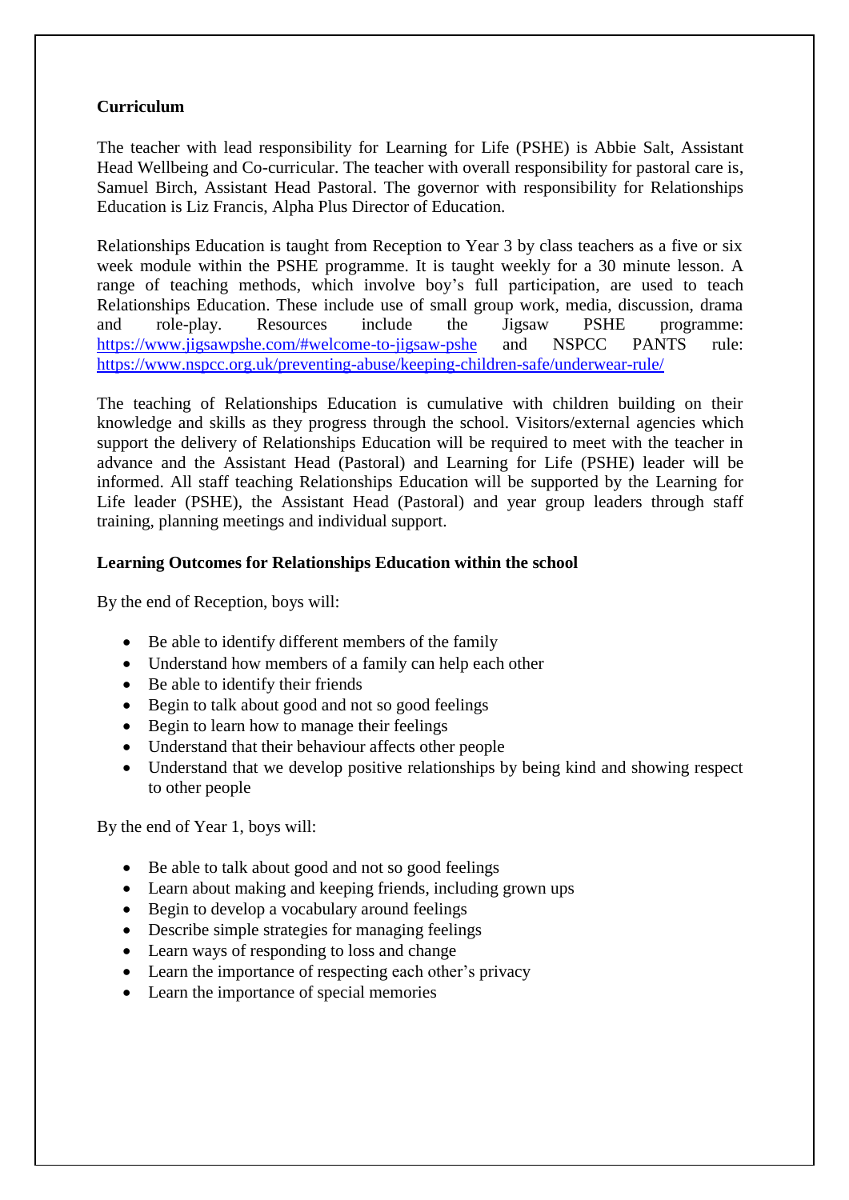**Curriculum**

The teacher with lead responsibility for Learning for Life (PSHE) is Abbie Salt, Assistant Head Wellbeing and Co-curricular. The teacher with overall responsibility for pastoral care is, Samuel Birch, Assistant Head Pastoral. The governor with responsibility for Relationships Education is Liz Francis, Alpha Plus Director of Education.

Relationships Education is taught from Reception to Year 3 by class teachers as a five or six week module within the PSHE programme. It is taught weekly for a 30 minute lesson. A range of teaching methods, which involve boy's full participation, are used to teach Relationships Education. These include use of small group work, media, discussion, drama and role-play. Resources include the Jigsaw PSHE programme: https://www.jigsawpshe.com/#welcome-to-jigsaw-pshe and NSPCC PANTS rule: https://www.nspcc.org.uk/preventing-abuse/keeping-children-safe/underwear-rule/

The teaching of Relationships Education is cumulative with children building on their knowledge and skills as they progress through the school. Visitors/external agencies which support the delivery of Relationships Education will be required to meet with the teacher in advance and the Assistant Head (Pastoral) and Learning for Life (PSHE) leader will be informed. All staff teaching Relationships Education will be supported by the Learning for Life leader (PSHE), the Assistant Head (Pastoral) and year group leaders through staff training, planning meetings and individual support.

**Learning Outcomes for Relationships Education within the school**

By the end of Reception, boys will:

- Be able to identify different members of the family
- Understand how members of a family can help each other
- Be able to identify their friends
- Begin to talk about good and not so good feelings
- Begin to learn how to manage their feelings
- Understand that their behaviour affects other people
- Understand that we develop positive relationships by being kind and showing respect to other people

By the end of Year 1, boys will:

- Be able to talk about good and not so good feelings
- Learn about making and keeping friends, including grown ups
- Begin to develop a vocabulary around feelings
- Describe simple strategies for managing feelings
- Learn ways of responding to loss and change
- Learn the importance of respecting each other's privacy
- Learn the importance of special memories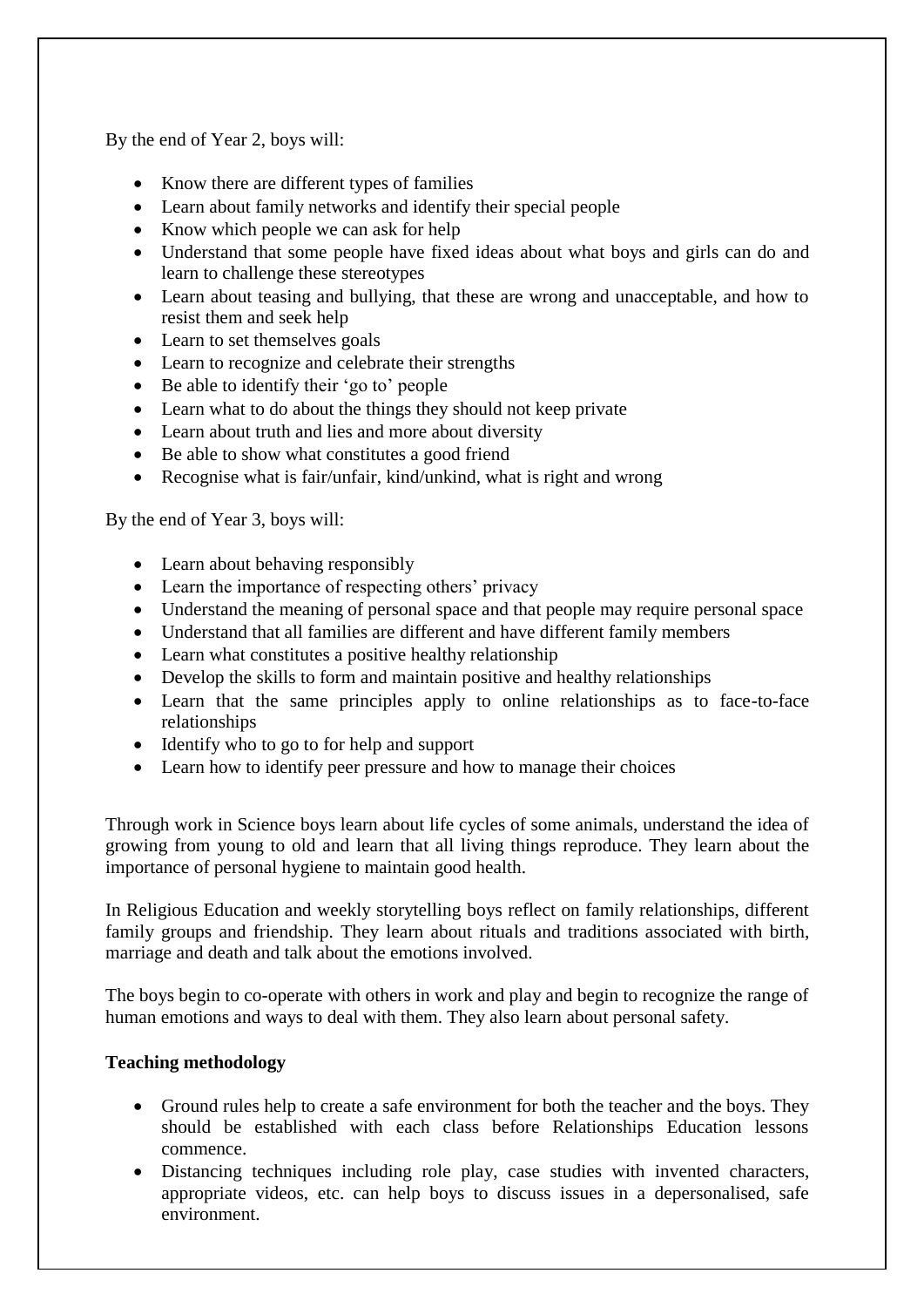By the end of Year 2, boys will:

- Know there are different types of families
- Learn about family networks and identify their special people
- Know which people we can ask for help
- Understand that some people have fixed ideas about what boys and girls can do and learn to challenge these stereotypes
- Learn about teasing and bullying, that these are wrong and unacceptable, and how to resist them and seek help
- Learn to set themselves goals
- Learn to recognize and celebrate their strengths
- Be able to identify their 'go to' people
- Learn what to do about the things they should not keep private
- Learn about truth and lies and more about diversity
- Be able to show what constitutes a good friend
- Recognise what is fair/unfair, kind/unkind, what is right and wrong

By the end of Year 3, boys will:

- Learn about behaving responsibly
- Learn the importance of respecting others' privacy
- Understand the meaning of personal space and that people may require personal space
- Understand that all families are different and have different family members
- Learn what constitutes a positive healthy relationship
- Develop the skills to form and maintain positive and healthy relationships
- Learn that the same principles apply to online relationships as to face-to-face relationships
- Identify who to go to for help and support
- Learn how to identify peer pressure and how to manage their choices

Through work in Science boys learn about life cycles of some animals, understand the idea of growing from young to old and learn that all living things reproduce. They learn about the importance of personal hygiene to maintain good health.

In Religious Education and weekly storytelling boys reflect on family relationships, different family groups and friendship. They learn about rituals and traditions associated with birth, marriage and death and talk about the emotions involved.

The boys begin to co-operate with others in work and play and begin to recognize the range of human emotions and ways to deal with them. They also learn about personal safety.

**Teaching methodology**

- Ground rules help to create a safe environment for both the teacher and the boys. They should be established with each class before Relationships Education lessons commence.
- Distancing techniques including role play, case studies with invented characters, appropriate videos, etc. can help boys to discuss issues in a depersonalised, safe environment.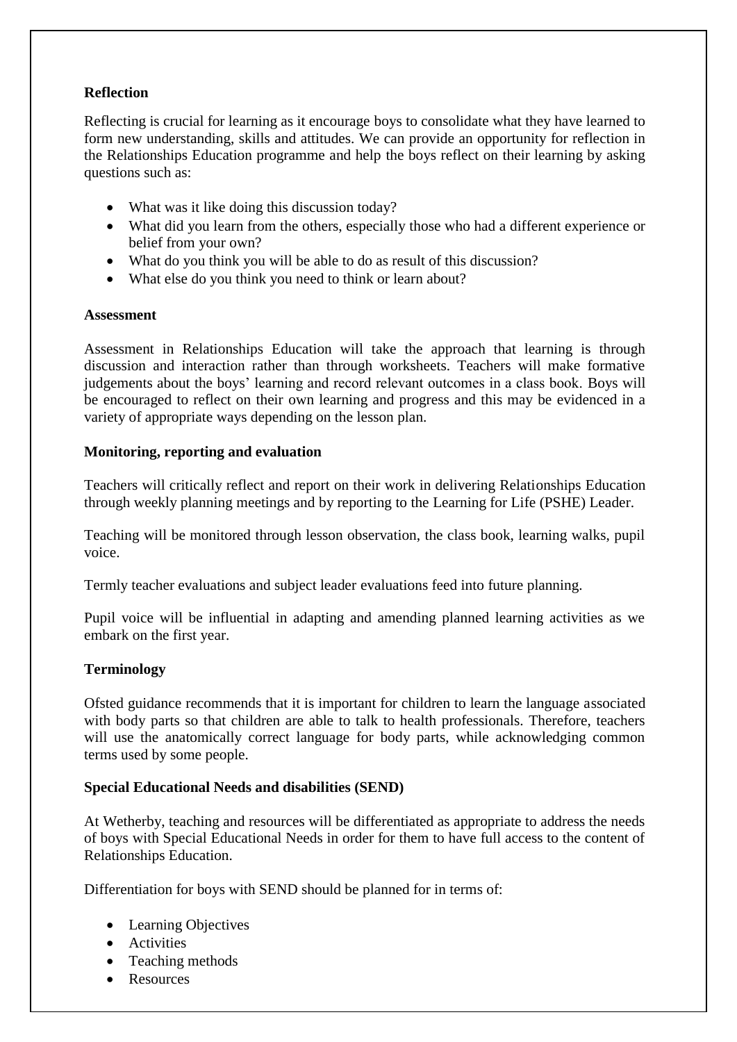**Reflection**

Reflecting is crucial for learning as it encourage boys to consolidate what they have learned to form new understanding, skills and attitudes. We can provide an opportunity for reflection in the Relationships Education programme and help the boys reflect on their learning by asking questions such as:

- What was it like doing this discussion today?
- What did you learn from the others, especially those who had a different experience or belief from your own?
- What do you think you will be able to do as result of this discussion?
- What else do you think you need to think or learn about?

**Assessment**

Assessment in Relationships Education will take the approach that learning is through discussion and interaction rather than through worksheets. Teachers will make formative judgements about the boys' learning and record relevant outcomes in a class book. Boys will be encouraged to reflect on their own learning and progress and this may be evidenced in a variety of appropriate ways depending on the lesson plan.

**Monitoring, reporting and evaluation**

Teachers will critically reflect and report on their work in delivering Relationships Education through weekly planning meetings and by reporting to the Learning for Life (PSHE) Leader.

Teaching will be monitored through lesson observation, the class book, learning walks, pupil voice.

Termly teacher evaluations and subject leader evaluations feed into future planning.

Pupil voice will be influential in adapting and amending planned learning activities as we embark on the first year.

**Terminology**

Ofsted guidance recommends that it is important for children to learn the language associated with body parts so that children are able to talk to health professionals. Therefore, teachers will use the anatomically correct language for body parts, while acknowledging common terms used by some people.

**Special Educational Needs and disabilities (SEND)**

At Wetherby, teaching and resources will be differentiated as appropriate to address the needs of boys with Special Educational Needs in order for them to have full access to the content of Relationships Education.

Differentiation for boys with SEND should be planned for in terms of:

- Learning Objectives
- Activities
- Teaching methods
- Resources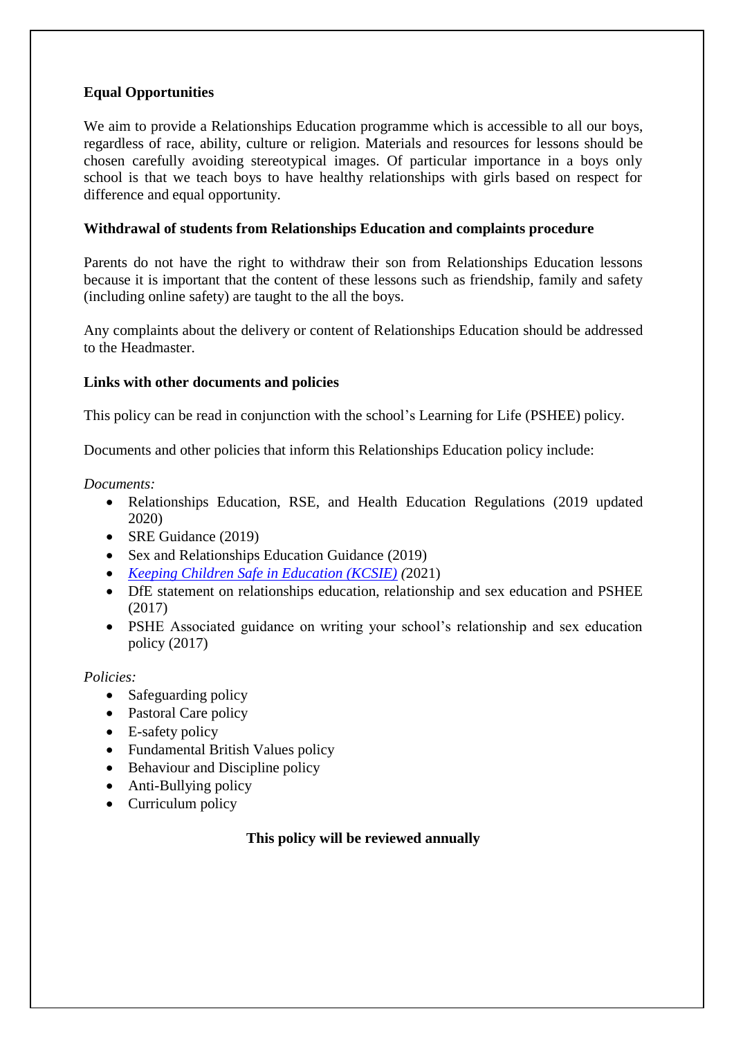**Equal Opportunities**

We aim to provide a Relationships Education programme which is accessible to all our boys, regardless of race, ability, culture or religion. Materials and resources for lessons should be chosen carefully avoiding stereotypical images. Of particular importance in a boys only school is that we teach boys to have healthy relationships with girls based on respect for difference and equal opportunity.

**Withdrawal of students from Relationships Education and complaints procedure**

Parents do not have the right to withdraw their son from Relationships Education lessons because it is important that the content of these lessons such as friendship, family and safety (including online safety) are taught to the all the boys.

Any complaints about the delivery or content of Relationships Education should be addressed to the Headmaster.

**Links with other documents and policies**

This policy can be read in conjunction with the school's Learning for Life (PSHEE) policy.

Documents and other policies that inform this Relationships Education policy include:

*Documents:*

- Relationships Education, RSE, and Health Education Regulations (2019 updated 2020)
- SRE Guidance (2019)
- Sex and Relationships Education Guidance (2019)
- *Keeping Children Safe in Education (KCSIE) (*2021)
- DfE statement on relationships education, relationship and sex education and PSHEE (2017)
- PSHE Associated guidance on writing your school's relationship and sex education policy (2017)

*Policies:*

- Safeguarding policy
- Pastoral Care policy
- E-safety policy
- Fundamental British Values policy
- Behaviour and Discipline policy
- Anti-Bullying policy
- Curriculum policy

**This policy will be reviewed annually**